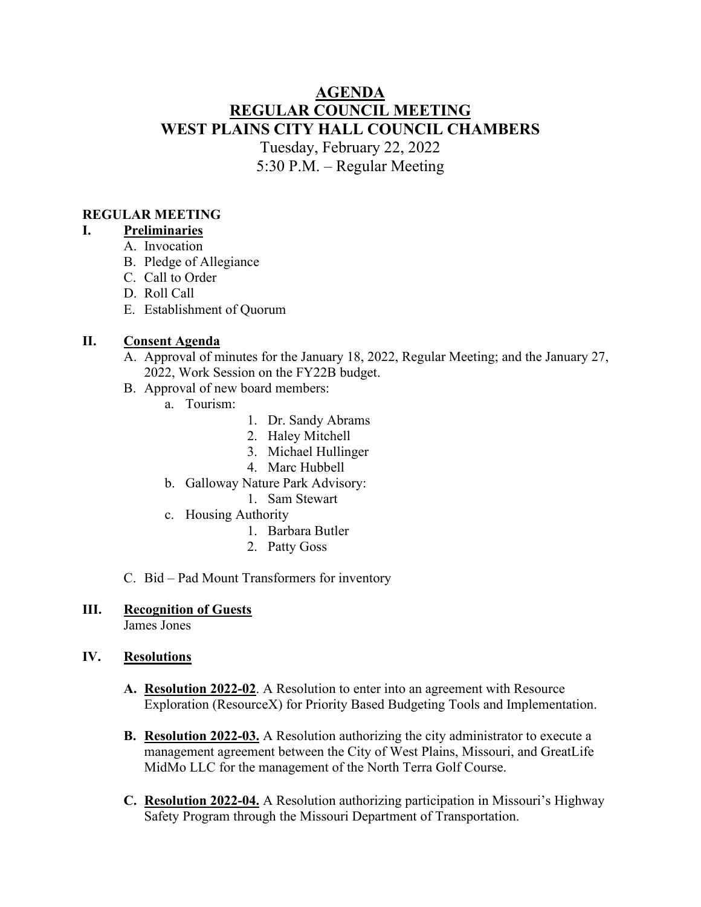# AGENDA
# REGULAR COUNCIL MEETING
# WEST PLAINS CITY HALL COUNCIL CHAMBERS

Tuesday, February 22, 2022
5:30 P.M. – Regular Meeting

**REGULAR MEETING**

**I. Preliminaries**

A. Invocation
B. Pledge of Allegiance
C. Call to Order
D. Roll Call
E. Establishment of Quorum

**II. Consent Agenda**

A. Approval of minutes for the January 18, 2022, Regular Meeting; and the January 27, 2022, Work Session on the FY22B budget.
B. Approval of new board members:
   a. Tourism:
      1. Dr. Sandy Abrams
      2. Haley Mitchell
      3. Michael Hullinger
      4. Marc Hubbell
   b. Galloway Nature Park Advisory:
      1. Sam Stewart
   c. Housing Authority
      1. Barbara Butler
      2. Patty Goss

C. Bid – Pad Mount Transformers for inventory

**III. Recognition of Guests**

James Jones

**IV. Resolutions**

**A. Resolution 2022-02**. A Resolution to enter into an agreement with Resource Exploration (ResourceX) for Priority Based Budgeting Tools and Implementation.

**B. Resolution 2022-03.** A Resolution authorizing the city administrator to execute a management agreement between the City of West Plains, Missouri, and GreatLife MidMo LLC for the management of the North Terra Golf Course.

**C. Resolution 2022-04.** A Resolution authorizing participation in Missouri's Highway Safety Program through the Missouri Department of Transportation.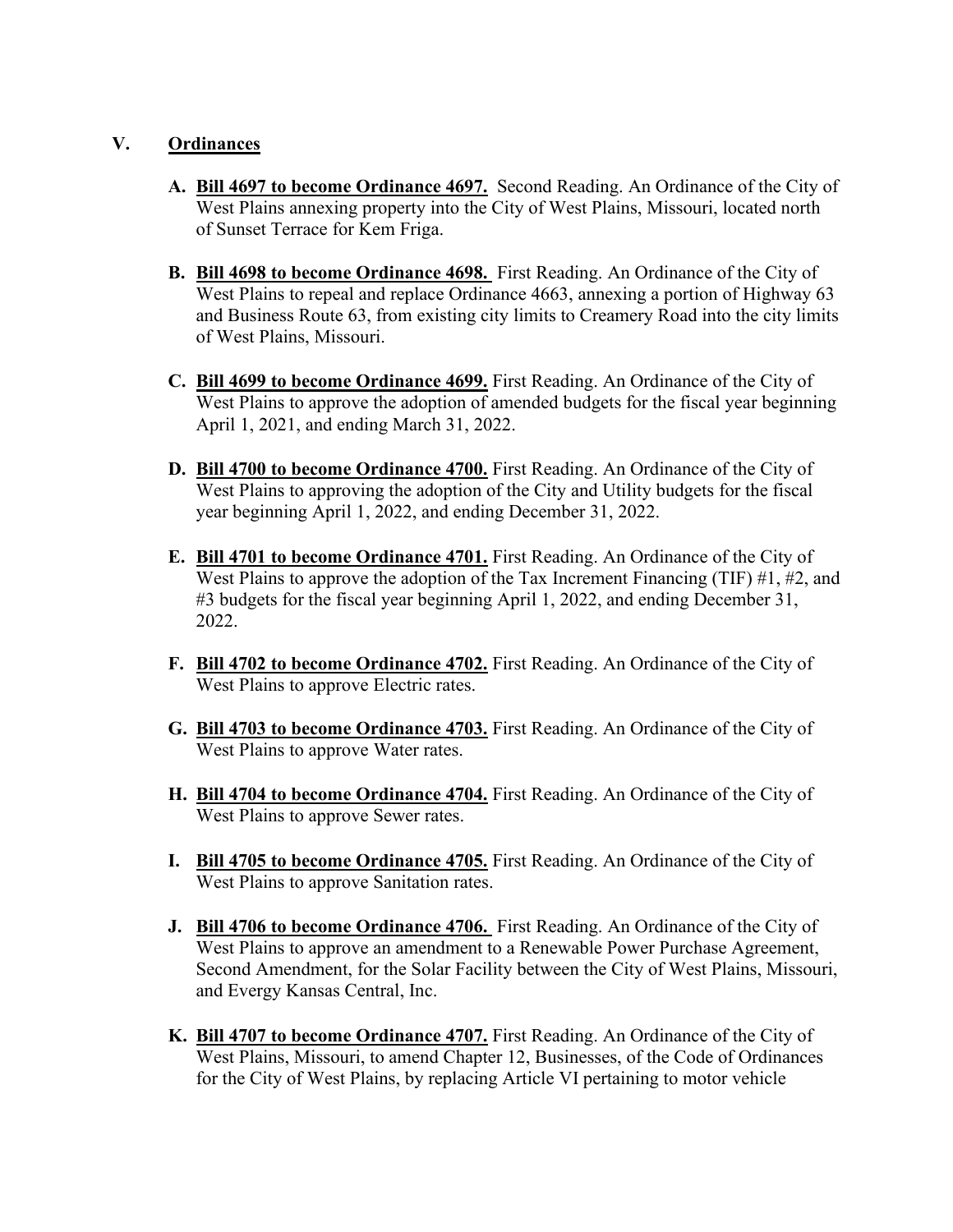## V. Ordinances

**A. <u>Bill 4697 to become Ordinance 4697.</u>** Second Reading. An Ordinance of the City of West Plains annexing property into the City of West Plains, Missouri, located north of Sunset Terrace for Kem Friga.

**B. <u>Bill 4698 to become Ordinance 4698.</u>** First Reading. An Ordinance of the City of West Plains to repeal and replace Ordinance 4663, annexing a portion of Highway 63 and Business Route 63, from existing city limits to Creamery Road into the city limits of West Plains, Missouri.

**C. <u>Bill 4699 to become Ordinance 4699.</u>** First Reading. An Ordinance of the City of West Plains to approve the adoption of amended budgets for the fiscal year beginning April 1, 2021, and ending March 31, 2022.

**D. <u>Bill 4700 to become Ordinance 4700.</u>** First Reading. An Ordinance of the City of West Plains to approving the adoption of the City and Utility budgets for the fiscal year beginning April 1, 2022, and ending December 31, 2022.

**E. <u>Bill 4701 to become Ordinance 4701.</u>** First Reading. An Ordinance of the City of West Plains to approve the adoption of the Tax Increment Financing (TIF) #1, #2, and #3 budgets for the fiscal year beginning April 1, 2022, and ending December 31, 2022.

**F. <u>Bill 4702 to become Ordinance 4702.</u>** First Reading. An Ordinance of the City of West Plains to approve Electric rates.

**G. <u>Bill 4703 to become Ordinance 4703.</u>** First Reading. An Ordinance of the City of West Plains to approve Water rates.

**H. <u>Bill 4704 to become Ordinance 4704.</u>** First Reading. An Ordinance of the City of West Plains to approve Sewer rates.

**I. <u>Bill 4705 to become Ordinance 4705.</u>** First Reading. An Ordinance of the City of West Plains to approve Sanitation rates.

**J. <u>Bill 4706 to become Ordinance 4706.</u>** First Reading. An Ordinance of the City of West Plains to approve an amendment to a Renewable Power Purchase Agreement, Second Amendment, for the Solar Facility between the City of West Plains, Missouri, and Evergy Kansas Central, Inc.

**K. <u>Bill 4707 to become Ordinance 4707.</u>** First Reading. An Ordinance of the City of West Plains, Missouri, to amend Chapter 12, Businesses, of the Code of Ordinances for the City of West Plains, by replacing Article VI pertaining to motor vehicle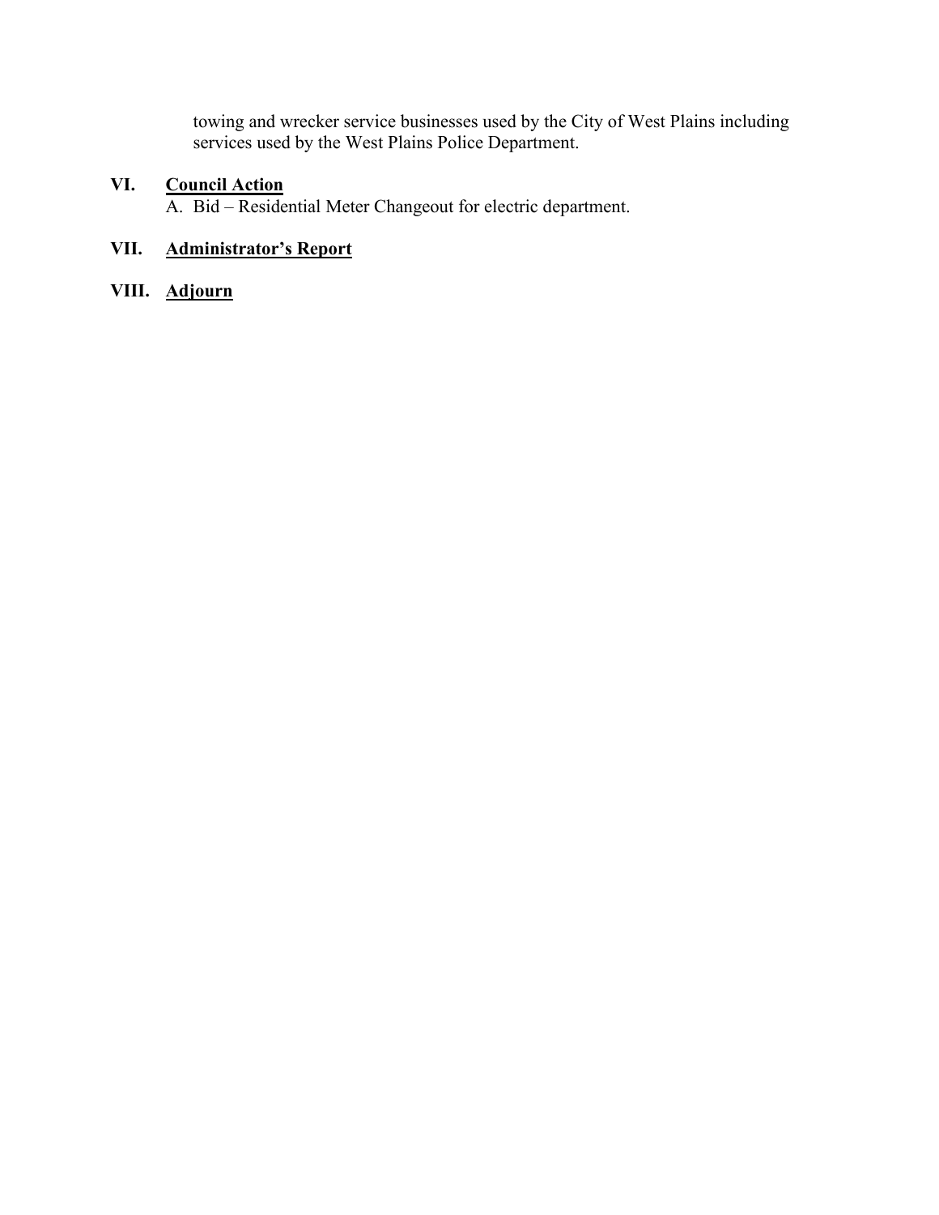towing and wrecker service businesses used by the City of West Plains including services used by the West Plains Police Department.

**VI. Council Action**

A. Bid – Residential Meter Changeout for electric department.

**VII. Administrator's Report**

**VIII. Adjourn**